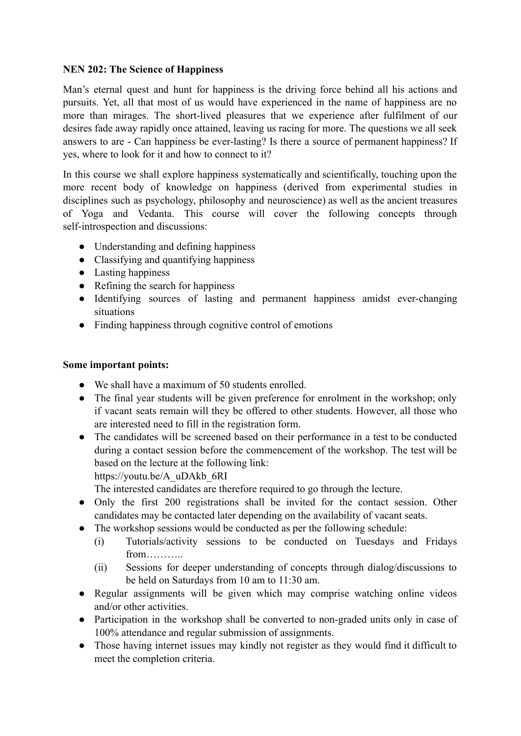**NEN 202: The Science of Happiness**

Man's eternal quest and hunt for happiness is the driving force behind all his actions and pursuits. Yet, all that most of us would have experienced in the name of happiness are no more than mirages. The short-lived pleasures that we experience after fulfilment of our desires fade away rapidly once attained, leaving us racing for more. The questions we all seek answers to are - Can happiness be ever-lasting? Is there a source of permanent happiness? If yes, where to look for it and how to connect to it?

In this course we shall explore happiness systematically and scientifically, touching upon the more recent body of knowledge on happiness (derived from experimental studies in disciplines such as psychology, philosophy and neuroscience) as well as the ancient treasures of Yoga and Vedanta. This course will cover the following concepts through self-introspection and discussions:

- Understanding and defining happiness
- Classifying and quantifying happiness
- Lasting happiness
- Refining the search for happiness
- Identifying sources of lasting and permanent happiness amidst ever-changing situations
- Finding happiness through cognitive control of emotions

**Some important points:**

- We shall have a maximum of 50 students enrolled.
- The final year students will be given preference for enrolment in the workshop; only if vacant seats remain will they be offered to other students. However, all those who are interested need to fill in the registration form.
- The candidates will be screened based on their performance in a test to be conducted during a contact session before the commencement of the workshop. The test will be based on the lecture at the following link:
  https://youtu.be/A_uDAkb_6RI
  The interested candidates are therefore required to go through the lecture.
- Only the first 200 registrations shall be invited for the contact session. Other candidates may be contacted later depending on the availability of vacant seats.
- The workshop sessions would be conducted as per the following schedule:
  (i) Tutorials/activity sessions to be conducted on Tuesdays and Fridays from………..
  (ii) Sessions for deeper understanding of concepts through dialog/discussions to be held on Saturdays from 10 am to 11:30 am.
- Regular assignments will be given which may comprise watching online videos and/or other activities.
- Participation in the workshop shall be converted to non-graded units only in case of 100% attendance and regular submission of assignments.
- Those having internet issues may kindly not register as they would find it difficult to meet the completion criteria.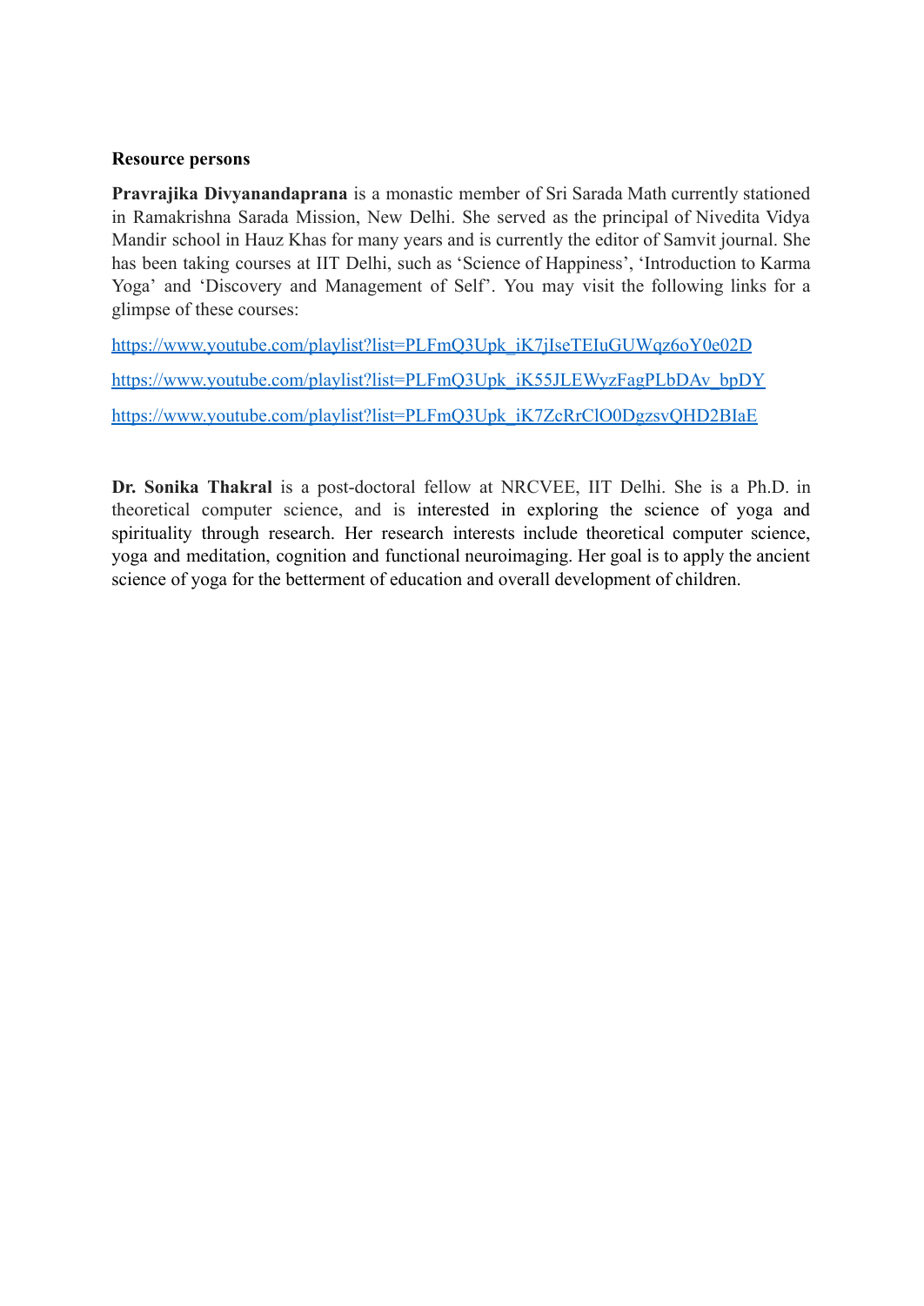**Resource persons**

**Pravrajika Divyanandaprana** is a monastic member of Sri Sarada Math currently stationed in Ramakrishna Sarada Mission, New Delhi. She served as the principal of Nivedita Vidya Mandir school in Hauz Khas for many years and is currently the editor of Samvit journal. She has been taking courses at IIT Delhi, such as 'Science of Happiness', 'Introduction to Karma Yoga' and 'Discovery and Management of Self'. You may visit the following links for a glimpse of these courses:

https://www.youtube.com/playlist?list=PLFmQ3Upk_iK7jIseTEIuGUWqz6oY0e02D

https://www.youtube.com/playlist?list=PLFmQ3Upk_iK55JLEWyzFagPLbDAv_bpDY

https://www.youtube.com/playlist?list=PLFmQ3Upk_iK7ZcRrClO0DgzsvQHD2BIaE

**Dr. Sonika Thakral** is a post-doctoral fellow at NRCVEE, IIT Delhi. She is a Ph.D. in theoretical computer science, and is interested in exploring the science of yoga and spirituality through research. Her research interests include theoretical computer science, yoga and meditation, cognition and functional neuroimaging. Her goal is to apply the ancient science of yoga for the betterment of education and overall development of children.